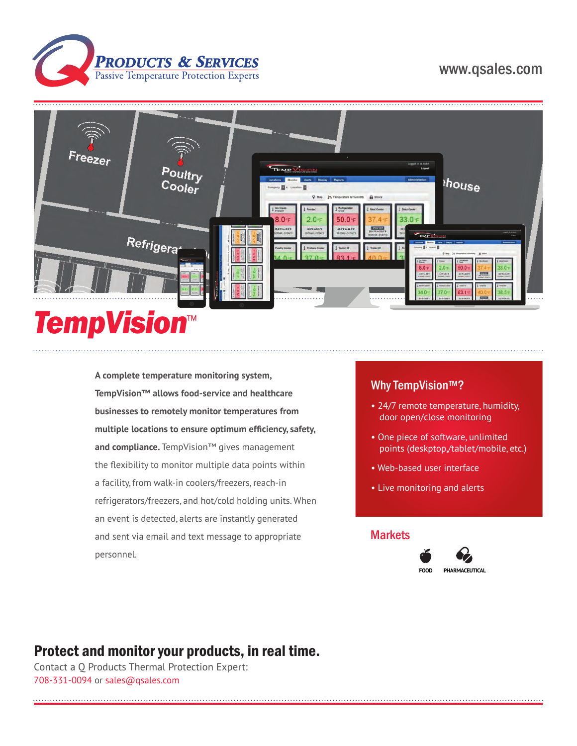Q Products & Services

Passive Temperature Protection Experts

www.qsales.com

# TempVision™

**A complete temperature monitoring system, TempVision™ allows food-service and healthcare businesses to remotely monitor temperatures from multiple locations to ensure optimum efficiency, safety, and compliance.** TempVision™ gives management the flexibility to monitor multiple data points within a facility, from walk-in coolers/freezers, reach-in refrigerators/freezers, and hot/cold holding units. When an event is detected, alerts are instantly generated and sent via email and text message to appropriate personnel.

## Why TempVision™?

- 24/7 remote temperature, humidity, door open/close monitoring
- One piece of software, unlimited points (deskptop,/tablet/mobile, etc.)
- Web-based user interface
- Live monitoring and alerts

## Markets

FOOD

PHARMACEUTICAL

## Protect and monitor your products, in real time.

Contact a Q Products Thermal Protection Expert:
708-331-0094 or sales@qsales.com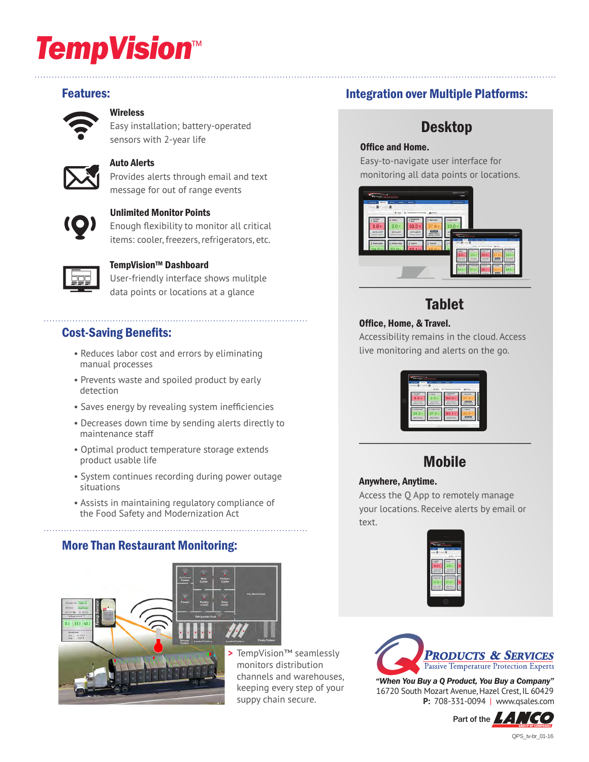# TempVision™

## Features:

**Wireless**
Easy installation; battery-operated sensors with 2-year life

**Auto Alerts**
Provides alerts through email and text message for out of range events

**Unlimited Monitor Points**
Enough flexibility to monitor all critical items: cooler, freezers, refrigerators, etc.

**TempVision™ Dashboard**
User-friendly interface shows mulitple data points or locations at a glance

## Cost-Saving Benefits:

- Reduces labor cost and errors by eliminating manual processes
- Prevents waste and spoiled product by early detection
- Saves energy by revealing system inefficiencies
- Decreases down time by sending alerts directly to maintenance staff
- Optimal product temperature storage extends product usable life
- System continues recording during power outage situations
- Assists in maintaining regulatory compliance of the Food Safety and Modernization Act

## More Than Restaurant Monitoring:

> TempVision™ seamlessly monitors distribution channels and warehouses, keeping every step of your suppy chain secure.

## Integration over Multiple Platforms:

### Desktop

**Office and Home.**
Easy-to-navigate user interface for monitoring all data points or locations.

### Tablet

**Office, Home, & Travel.**
Accessibility remains in the cloud. Access live monitoring and alerts on the go.

### Mobile

**Anywhere, Anytime.**
Access the Q App to remotely manage your locations. Receive alerts by email or text.

---

**Q Products & Services**
Passive Temperature Protection Experts

***"When You Buy a Q Product, You Buy a Company"***
16720 South Mozart Avenue, Hazel Crest, IL 60429
**P:** 708-331-0094 | www.qsales.com

Part of the LANCO Group of Companies

QPS_tv-br_01-16